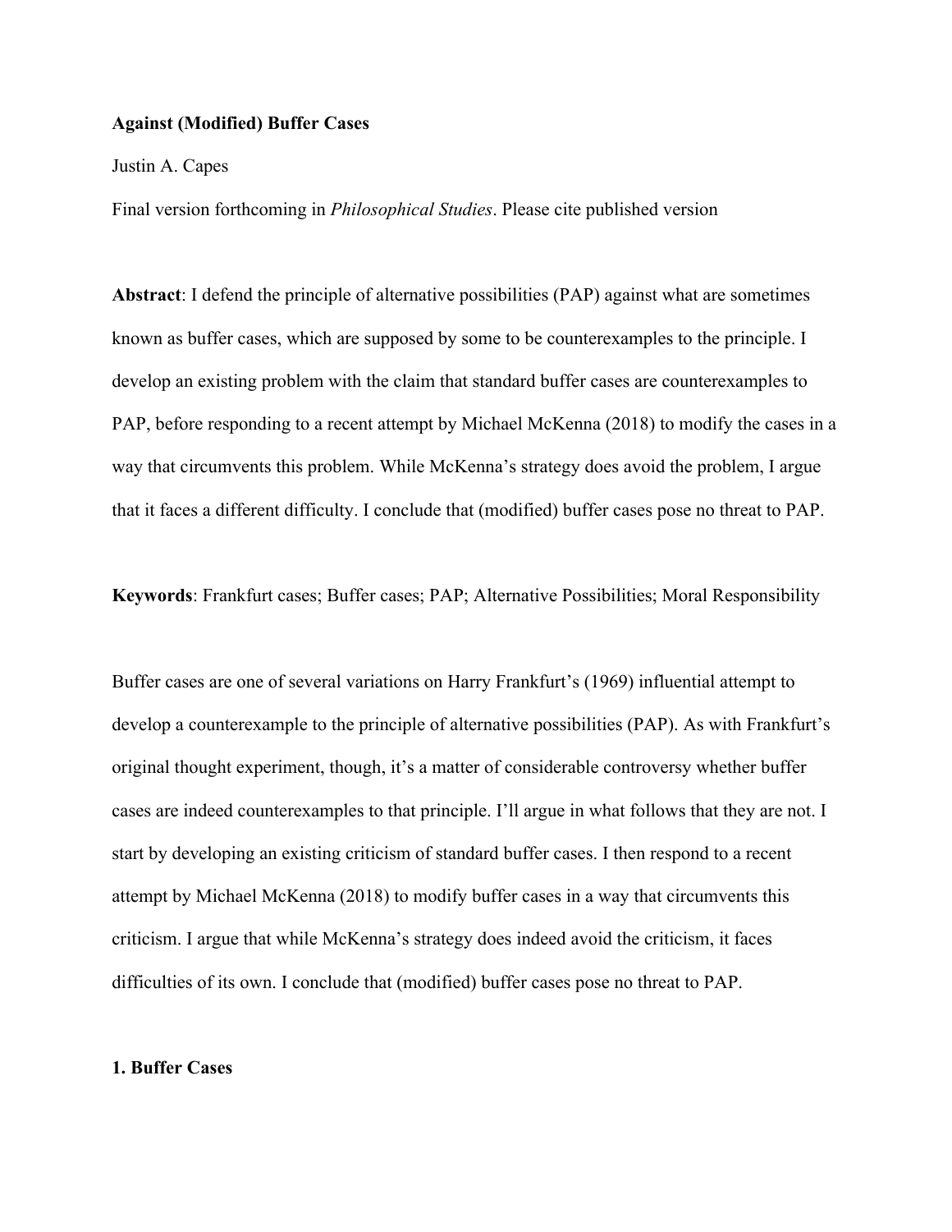**Against (Modified) Buffer Cases**

Justin A. Capes

Final version forthcoming in *Philosophical Studies*. Please cite published version

**Abstract**: I defend the principle of alternative possibilities (PAP) against what are sometimes known as buffer cases, which are supposed by some to be counterexamples to the principle. I develop an existing problem with the claim that standard buffer cases are counterexamples to PAP, before responding to a recent attempt by Michael McKenna (2018) to modify the cases in a way that circumvents this problem. While McKenna's strategy does avoid the problem, I argue that it faces a different difficulty. I conclude that (modified) buffer cases pose no threat to PAP.

**Keywords**: Frankfurt cases; Buffer cases; PAP; Alternative Possibilities; Moral Responsibility

Buffer cases are one of several variations on Harry Frankfurt's (1969) influential attempt to develop a counterexample to the principle of alternative possibilities (PAP). As with Frankfurt's original thought experiment, though, it's a matter of considerable controversy whether buffer cases are indeed counterexamples to that principle. I'll argue in what follows that they are not. I start by developing an existing criticism of standard buffer cases. I then respond to a recent attempt by Michael McKenna (2018) to modify buffer cases in a way that circumvents this criticism. I argue that while McKenna's strategy does indeed avoid the criticism, it faces difficulties of its own. I conclude that (modified) buffer cases pose no threat to PAP.

## 1. Buffer Cases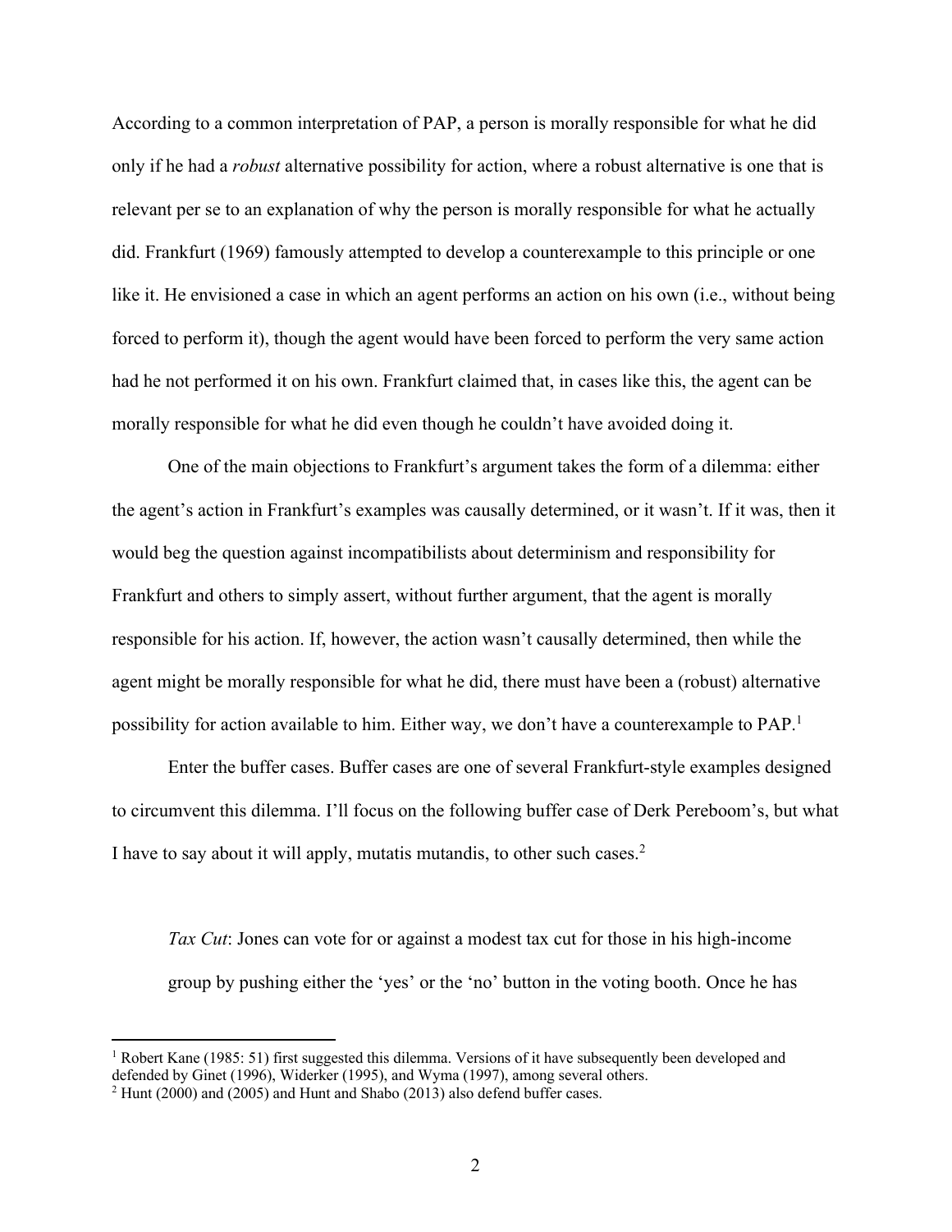According to a common interpretation of PAP, a person is morally responsible for what he did only if he had a *robust* alternative possibility for action, where a robust alternative is one that is relevant per se to an explanation of why the person is morally responsible for what he actually did. Frankfurt (1969) famously attempted to develop a counterexample to this principle or one like it. He envisioned a case in which an agent performs an action on his own (i.e., without being forced to perform it), though the agent would have been forced to perform the very same action had he not performed it on his own. Frankfurt claimed that, in cases like this, the agent can be morally responsible for what he did even though he couldn't have avoided doing it.

One of the main objections to Frankfurt's argument takes the form of a dilemma: either the agent's action in Frankfurt's examples was causally determined, or it wasn't. If it was, then it would beg the question against incompatibilists about determinism and responsibility for Frankfurt and others to simply assert, without further argument, that the agent is morally responsible for his action. If, however, the action wasn't causally determined, then while the agent might be morally responsible for what he did, there must have been a (robust) alternative possibility for action available to him. Either way, we don't have a counterexample to PAP.[1]

Enter the buffer cases. Buffer cases are one of several Frankfurt-style examples designed to circumvent this dilemma. I'll focus on the following buffer case of Derk Pereboom's, but what I have to say about it will apply, mutatis mutandis, to other such cases.[2]

> *Tax Cut*: Jones can vote for or against a modest tax cut for those in his high-income group by pushing either the 'yes' or the 'no' button in the voting booth. Once he has

---

[1] Robert Kane (1985: 51) first suggested this dilemma. Versions of it have subsequently been developed and defended by Ginet (1996), Widerker (1995), and Wyma (1997), among several others.

[2] Hunt (2000) and (2005) and Hunt and Shabo (2013) also defend buffer cases.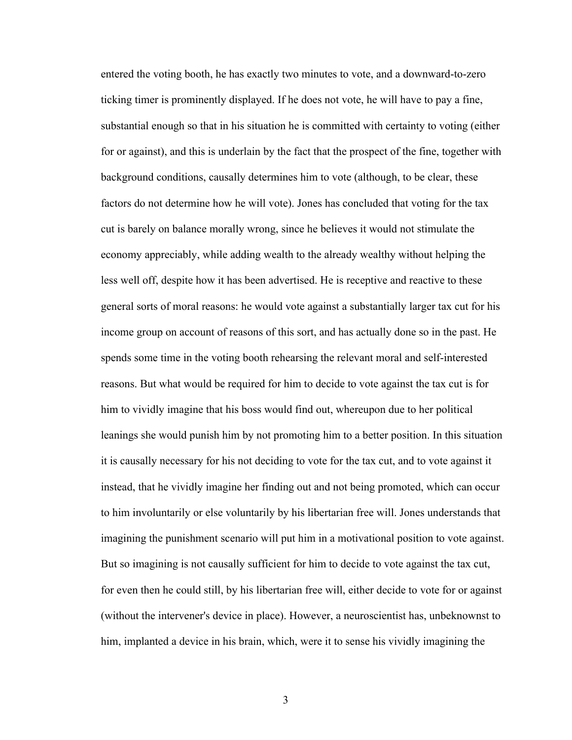entered the voting booth, he has exactly two minutes to vote, and a downward-to-zero ticking timer is prominently displayed. If he does not vote, he will have to pay a fine, substantial enough so that in his situation he is committed with certainty to voting (either for or against), and this is underlain by the fact that the prospect of the fine, together with background conditions, causally determines him to vote (although, to be clear, these factors do not determine how he will vote). Jones has concluded that voting for the tax cut is barely on balance morally wrong, since he believes it would not stimulate the economy appreciably, while adding wealth to the already wealthy without helping the less well off, despite how it has been advertised. He is receptive and reactive to these general sorts of moral reasons: he would vote against a substantially larger tax cut for his income group on account of reasons of this sort, and has actually done so in the past. He spends some time in the voting booth rehearsing the relevant moral and self-interested reasons. But what would be required for him to decide to vote against the tax cut is for him to vividly imagine that his boss would find out, whereupon due to her political leanings she would punish him by not promoting him to a better position. In this situation it is causally necessary for his not deciding to vote for the tax cut, and to vote against it instead, that he vividly imagine her finding out and not being promoted, which can occur to him involuntarily or else voluntarily by his libertarian free will. Jones understands that imagining the punishment scenario will put him in a motivational position to vote against. But so imagining is not causally sufficient for him to decide to vote against the tax cut, for even then he could still, by his libertarian free will, either decide to vote for or against (without the intervener's device in place). However, a neuroscientist has, unbeknownst to him, implanted a device in his brain, which, were it to sense his vividly imagining the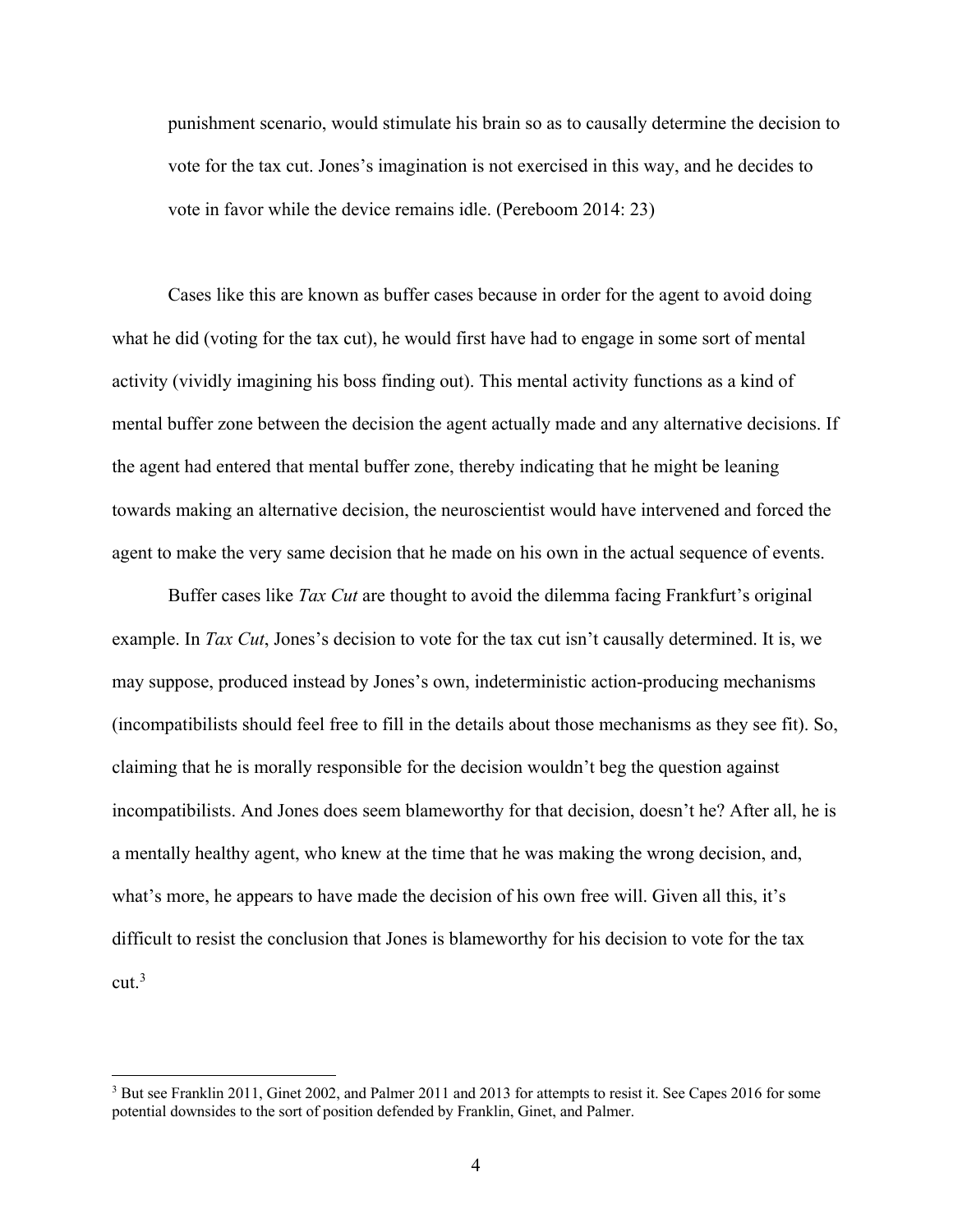> punishment scenario, would stimulate his brain so as to causally determine the decision to vote for the tax cut. Jones's imagination is not exercised in this way, and he decides to vote in favor while the device remains idle. (Pereboom 2014: 23)

Cases like this are known as buffer cases because in order for the agent to avoid doing what he did (voting for the tax cut), he would first have had to engage in some sort of mental activity (vividly imagining his boss finding out). This mental activity functions as a kind of mental buffer zone between the decision the agent actually made and any alternative decisions. If the agent had entered that mental buffer zone, thereby indicating that he might be leaning towards making an alternative decision, the neuroscientist would have intervened and forced the agent to make the very same decision that he made on his own in the actual sequence of events.

Buffer cases like *Tax Cut* are thought to avoid the dilemma facing Frankfurt's original example. In *Tax Cut*, Jones's decision to vote for the tax cut isn't causally determined. It is, we may suppose, produced instead by Jones's own, indeterministic action-producing mechanisms (incompatibilists should feel free to fill in the details about those mechanisms as they see fit). So, claiming that he is morally responsible for the decision wouldn't beg the question against incompatibilists. And Jones does seem blameworthy for that decision, doesn't he? After all, he is a mentally healthy agent, who knew at the time that he was making the wrong decision, and, what's more, he appears to have made the decision of his own free will. Given all this, it's difficult to resist the conclusion that Jones is blameworthy for his decision to vote for the tax cut.[3]

[3] But see Franklin 2011, Ginet 2002, and Palmer 2011 and 2013 for attempts to resist it. See Capes 2016 for some potential downsides to the sort of position defended by Franklin, Ginet, and Palmer.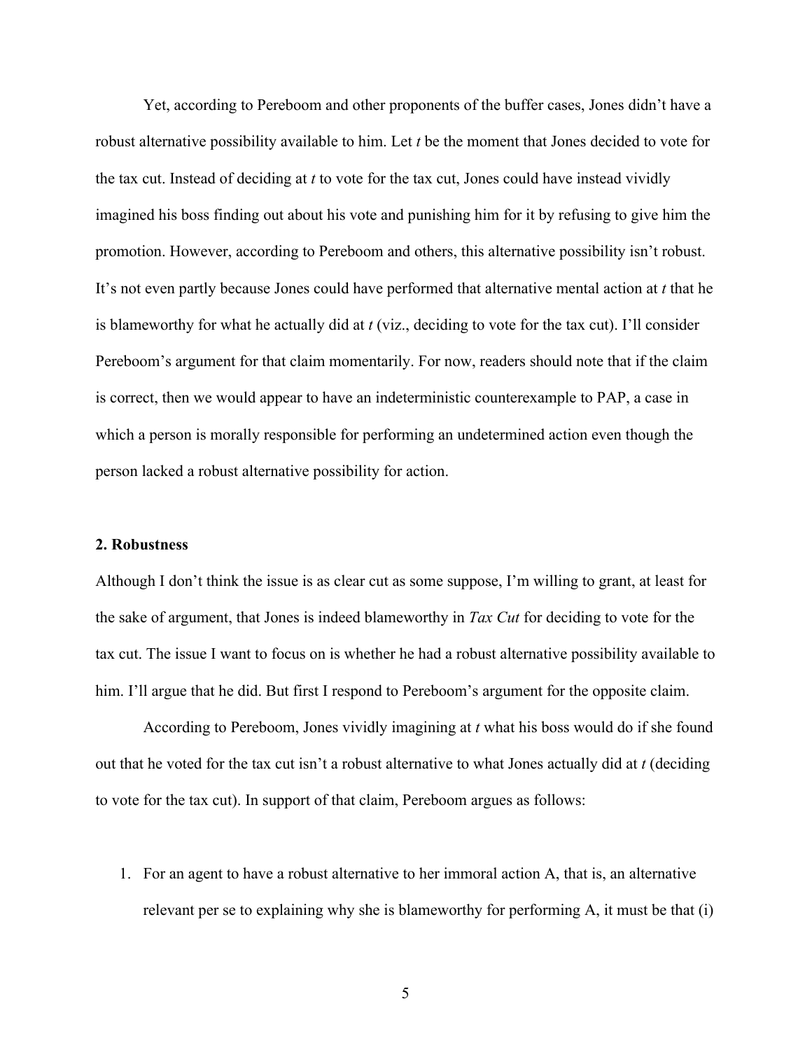Yet, according to Pereboom and other proponents of the buffer cases, Jones didn't have a robust alternative possibility available to him. Let *t* be the moment that Jones decided to vote for the tax cut. Instead of deciding at *t* to vote for the tax cut, Jones could have instead vividly imagined his boss finding out about his vote and punishing him for it by refusing to give him the promotion. However, according to Pereboom and others, this alternative possibility isn't robust. It's not even partly because Jones could have performed that alternative mental action at *t* that he is blameworthy for what he actually did at *t* (viz., deciding to vote for the tax cut). I'll consider Pereboom's argument for that claim momentarily. For now, readers should note that if the claim is correct, then we would appear to have an indeterministic counterexample to PAP, a case in which a person is morally responsible for performing an undetermined action even though the person lacked a robust alternative possibility for action.

## 2. Robustness

Although I don't think the issue is as clear cut as some suppose, I'm willing to grant, at least for the sake of argument, that Jones is indeed blameworthy in *Tax Cut* for deciding to vote for the tax cut. The issue I want to focus on is whether he had a robust alternative possibility available to him. I'll argue that he did. But first I respond to Pereboom's argument for the opposite claim.

According to Pereboom, Jones vividly imagining at *t* what his boss would do if she found out that he voted for the tax cut isn't a robust alternative to what Jones actually did at *t* (deciding to vote for the tax cut). In support of that claim, Pereboom argues as follows:

1. For an agent to have a robust alternative to her immoral action A, that is, an alternative relevant per se to explaining why she is blameworthy for performing A, it must be that (i)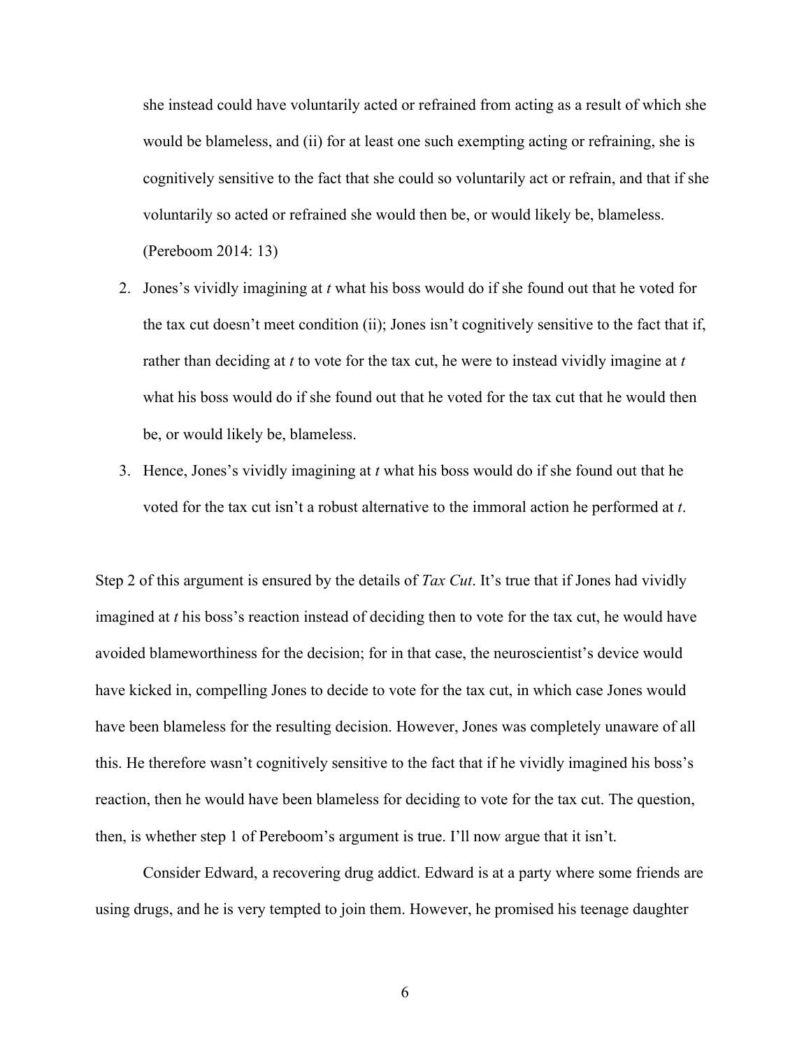she instead could have voluntarily acted or refrained from acting as a result of which she would be blameless, and (ii) for at least one such exempting acting or refraining, she is cognitively sensitive to the fact that she could so voluntarily act or refrain, and that if she voluntarily so acted or refrained she would then be, or would likely be, blameless. (Pereboom 2014: 13)

2. Jones's vividly imagining at *t* what his boss would do if she found out that he voted for the tax cut doesn't meet condition (ii); Jones isn't cognitively sensitive to the fact that if, rather than deciding at *t* to vote for the tax cut, he were to instead vividly imagine at *t* what his boss would do if she found out that he voted for the tax cut that he would then be, or would likely be, blameless.
3. Hence, Jones's vividly imagining at *t* what his boss would do if she found out that he voted for the tax cut isn't a robust alternative to the immoral action he performed at *t*.

Step 2 of this argument is ensured by the details of *Tax Cut*. It's true that if Jones had vividly imagined at *t* his boss's reaction instead of deciding then to vote for the tax cut, he would have avoided blameworthiness for the decision; for in that case, the neuroscientist's device would have kicked in, compelling Jones to decide to vote for the tax cut, in which case Jones would have been blameless for the resulting decision. However, Jones was completely unaware of all this. He therefore wasn't cognitively sensitive to the fact that if he vividly imagined his boss's reaction, then he would have been blameless for deciding to vote for the tax cut. The question, then, is whether step 1 of Pereboom's argument is true. I'll now argue that it isn't.

Consider Edward, a recovering drug addict. Edward is at a party where some friends are using drugs, and he is very tempted to join them. However, he promised his teenage daughter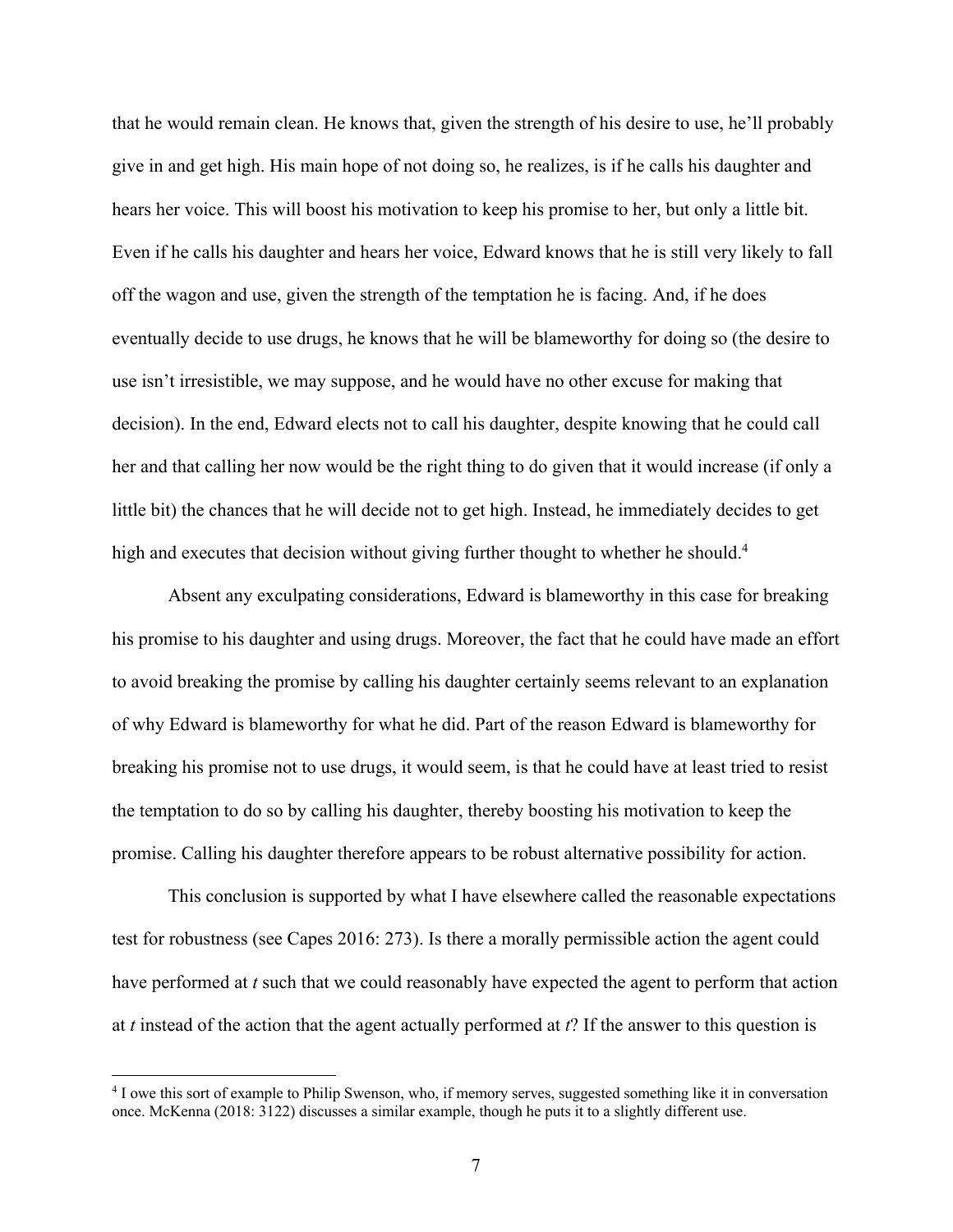that he would remain clean. He knows that, given the strength of his desire to use, he'll probably give in and get high. His main hope of not doing so, he realizes, is if he calls his daughter and hears her voice. This will boost his motivation to keep his promise to her, but only a little bit. Even if he calls his daughter and hears her voice, Edward knows that he is still very likely to fall off the wagon and use, given the strength of the temptation he is facing. And, if he does eventually decide to use drugs, he knows that he will be blameworthy for doing so (the desire to use isn't irresistible, we may suppose, and he would have no other excuse for making that decision). In the end, Edward elects not to call his daughter, despite knowing that he could call her and that calling her now would be the right thing to do given that it would increase (if only a little bit) the chances that he will decide not to get high. Instead, he immediately decides to get high and executes that decision without giving further thought to whether he should.[4]

Absent any exculpating considerations, Edward is blameworthy in this case for breaking his promise to his daughter and using drugs. Moreover, the fact that he could have made an effort to avoid breaking the promise by calling his daughter certainly seems relevant to an explanation of why Edward is blameworthy for what he did. Part of the reason Edward is blameworthy for breaking his promise not to use drugs, it would seem, is that he could have at least tried to resist the temptation to do so by calling his daughter, thereby boosting his motivation to keep the promise. Calling his daughter therefore appears to be robust alternative possibility for action.

This conclusion is supported by what I have elsewhere called the reasonable expectations test for robustness (see Capes 2016: 273). Is there a morally permissible action the agent could have performed at *t* such that we could reasonably have expected the agent to perform that action at *t* instead of the action that the agent actually performed at *t*? If the answer to this question is

[4] I owe this sort of example to Philip Swenson, who, if memory serves, suggested something like it in conversation once. McKenna (2018: 3122) discusses a similar example, though he puts it to a slightly different use.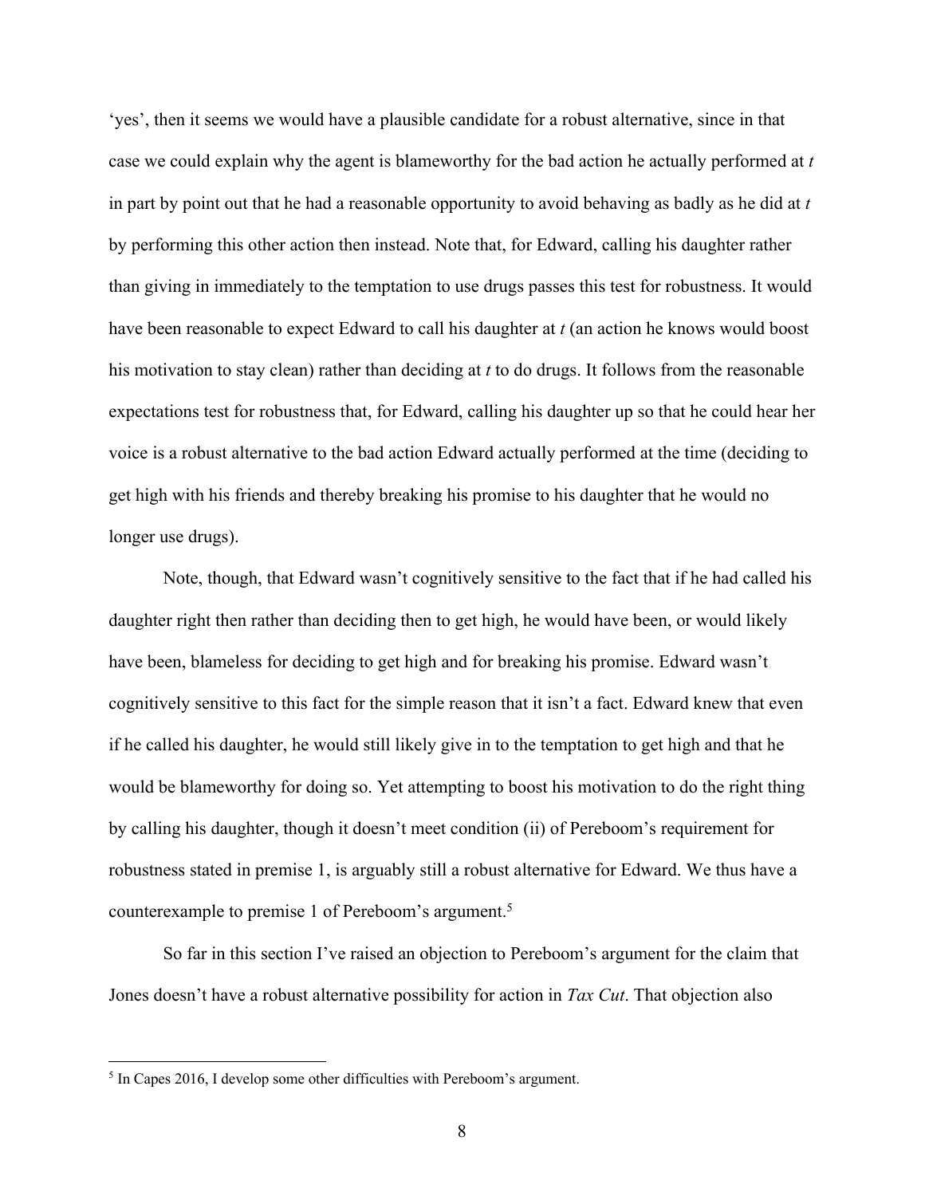'yes', then it seems we would have a plausible candidate for a robust alternative, since in that case we could explain why the agent is blameworthy for the bad action he actually performed at *t* in part by point out that he had a reasonable opportunity to avoid behaving as badly as he did at *t* by performing this other action then instead. Note that, for Edward, calling his daughter rather than giving in immediately to the temptation to use drugs passes this test for robustness. It would have been reasonable to expect Edward to call his daughter at *t* (an action he knows would boost his motivation to stay clean) rather than deciding at *t* to do drugs. It follows from the reasonable expectations test for robustness that, for Edward, calling his daughter up so that he could hear her voice is a robust alternative to the bad action Edward actually performed at the time (deciding to get high with his friends and thereby breaking his promise to his daughter that he would no longer use drugs).

Note, though, that Edward wasn't cognitively sensitive to the fact that if he had called his daughter right then rather than deciding then to get high, he would have been, or would likely have been, blameless for deciding to get high and for breaking his promise. Edward wasn't cognitively sensitive to this fact for the simple reason that it isn't a fact. Edward knew that even if he called his daughter, he would still likely give in to the temptation to get high and that he would be blameworthy for doing so. Yet attempting to boost his motivation to do the right thing by calling his daughter, though it doesn't meet condition (ii) of Pereboom's requirement for robustness stated in premise 1, is arguably still a robust alternative for Edward. We thus have a counterexample to premise 1 of Pereboom's argument.[5]

So far in this section I've raised an objection to Pereboom's argument for the claim that Jones doesn't have a robust alternative possibility for action in *Tax Cut*. That objection also

---

[5] In Capes 2016, I develop some other difficulties with Pereboom's argument.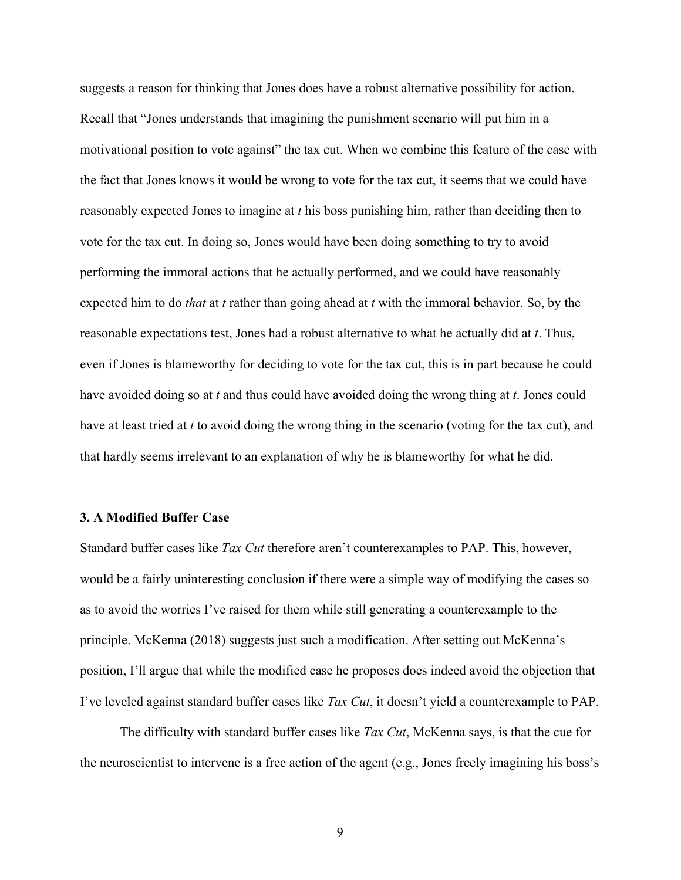suggests a reason for thinking that Jones does have a robust alternative possibility for action. Recall that "Jones understands that imagining the punishment scenario will put him in a motivational position to vote against" the tax cut. When we combine this feature of the case with the fact that Jones knows it would be wrong to vote for the tax cut, it seems that we could have reasonably expected Jones to imagine at *t* his boss punishing him, rather than deciding then to vote for the tax cut. In doing so, Jones would have been doing something to try to avoid performing the immoral actions that he actually performed, and we could have reasonably expected him to do *that* at *t* rather than going ahead at *t* with the immoral behavior. So, by the reasonable expectations test, Jones had a robust alternative to what he actually did at *t*. Thus, even if Jones is blameworthy for deciding to vote for the tax cut, this is in part because he could have avoided doing so at *t* and thus could have avoided doing the wrong thing at *t*. Jones could have at least tried at *t* to avoid doing the wrong thing in the scenario (voting for the tax cut), and that hardly seems irrelevant to an explanation of why he is blameworthy for what he did.

### 3. A Modified Buffer Case

Standard buffer cases like *Tax Cut* therefore aren't counterexamples to PAP. This, however, would be a fairly uninteresting conclusion if there were a simple way of modifying the cases so as to avoid the worries I've raised for them while still generating a counterexample to the principle. McKenna (2018) suggests just such a modification. After setting out McKenna's position, I'll argue that while the modified case he proposes does indeed avoid the objection that I've leveled against standard buffer cases like *Tax Cut*, it doesn't yield a counterexample to PAP.

The difficulty with standard buffer cases like *Tax Cut*, McKenna says, is that the cue for the neuroscientist to intervene is a free action of the agent (e.g., Jones freely imagining his boss's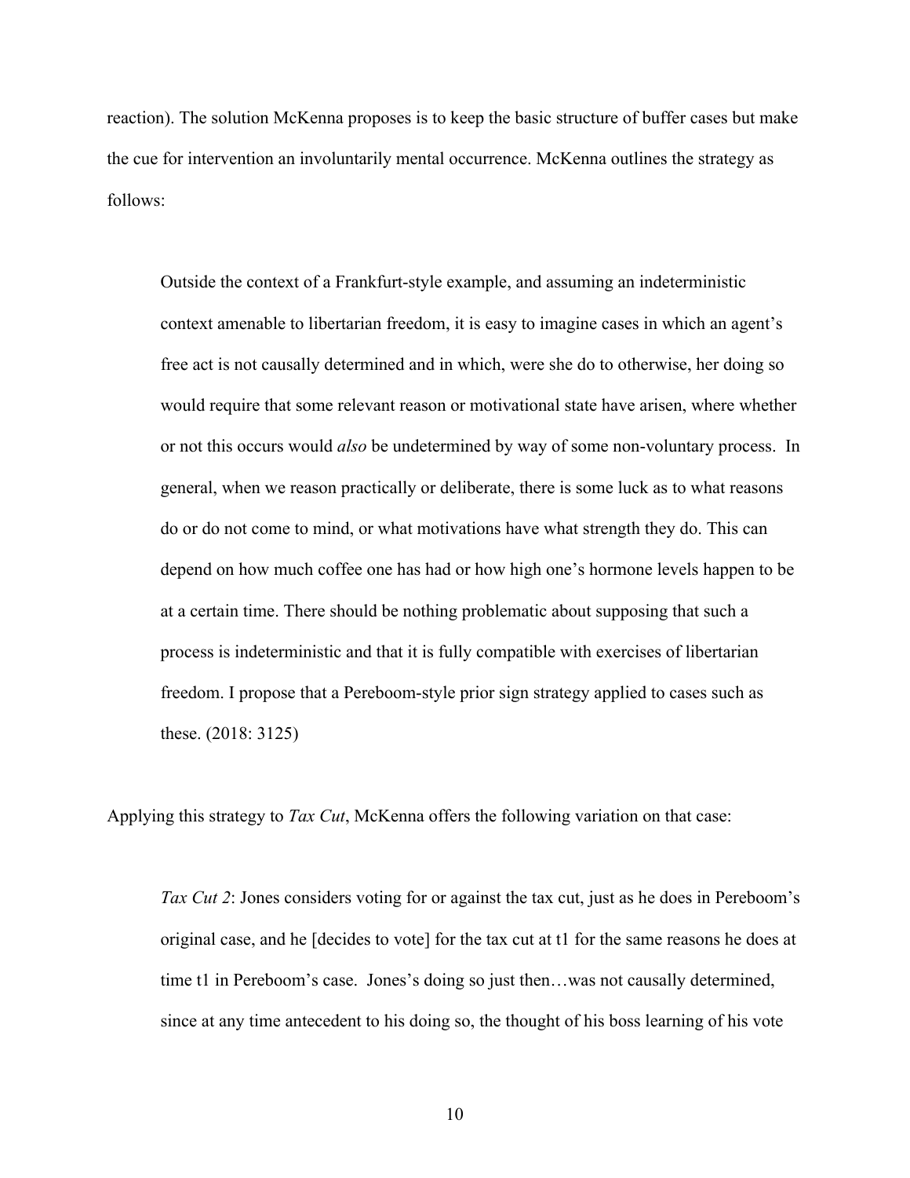reaction). The solution McKenna proposes is to keep the basic structure of buffer cases but make the cue for intervention an involuntarily mental occurrence. McKenna outlines the strategy as follows:

> Outside the context of a Frankfurt-style example, and assuming an indeterministic context amenable to libertarian freedom, it is easy to imagine cases in which an agent's free act is not causally determined and in which, were she do to otherwise, her doing so would require that some relevant reason or motivational state have arisen, where whether or not this occurs would *also* be undetermined by way of some non-voluntary process. In general, when we reason practically or deliberate, there is some luck as to what reasons do or do not come to mind, or what motivations have what strength they do. This can depend on how much coffee one has had or how high one's hormone levels happen to be at a certain time. There should be nothing problematic about supposing that such a process is indeterministic and that it is fully compatible with exercises of libertarian freedom. I propose that a Pereboom-style prior sign strategy applied to cases such as these. (2018: 3125)

Applying this strategy to *Tax Cut*, McKenna offers the following variation on that case:

> *Tax Cut 2*: Jones considers voting for or against the tax cut, just as he does in Pereboom's original case, and he [decides to vote] for the tax cut at t1 for the same reasons he does at time t1 in Pereboom's case. Jones's doing so just then…was not causally determined, since at any time antecedent to his doing so, the thought of his boss learning of his vote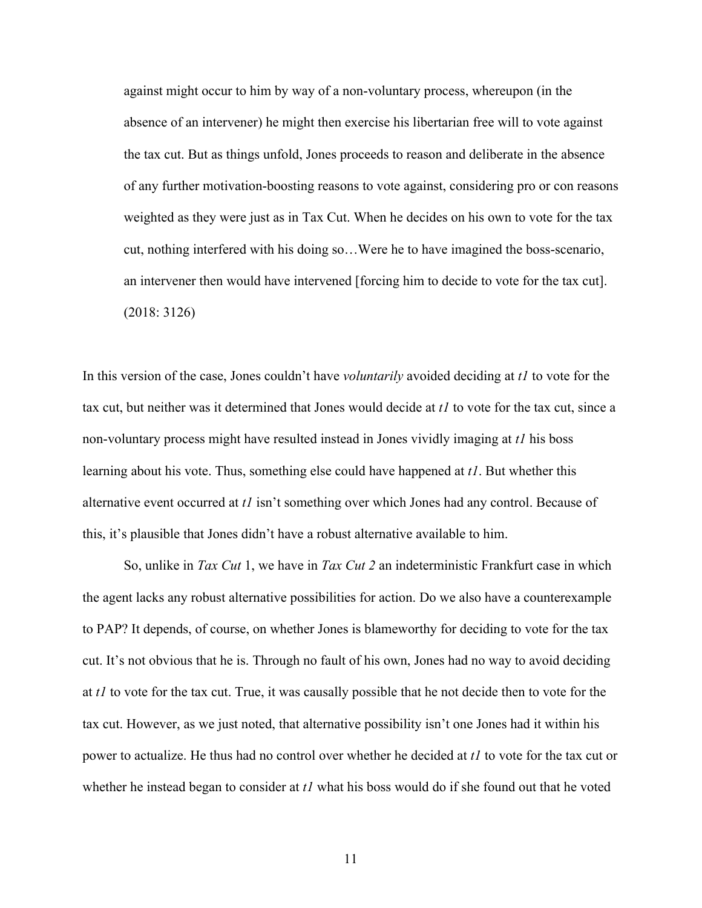> against might occur to him by way of a non-voluntary process, whereupon (in the absence of an intervener) he might then exercise his libertarian free will to vote against the tax cut. But as things unfold, Jones proceeds to reason and deliberate in the absence of any further motivation-boosting reasons to vote against, considering pro or con reasons weighted as they were just as in Tax Cut. When he decides on his own to vote for the tax cut, nothing interfered with his doing so…Were he to have imagined the boss-scenario, an intervener then would have intervened [forcing him to decide to vote for the tax cut]. (2018: 3126)

In this version of the case, Jones couldn't have *voluntarily* avoided deciding at *t1* to vote for the tax cut, but neither was it determined that Jones would decide at *t1* to vote for the tax cut, since a non-voluntary process might have resulted instead in Jones vividly imaging at *t1* his boss learning about his vote. Thus, something else could have happened at *t1*. But whether this alternative event occurred at *t1* isn't something over which Jones had any control. Because of this, it's plausible that Jones didn't have a robust alternative available to him.

So, unlike in *Tax Cut* 1, we have in *Tax Cut 2* an indeterministic Frankfurt case in which the agent lacks any robust alternative possibilities for action. Do we also have a counterexample to PAP? It depends, of course, on whether Jones is blameworthy for deciding to vote for the tax cut. It's not obvious that he is. Through no fault of his own, Jones had no way to avoid deciding at *t1* to vote for the tax cut. True, it was causally possible that he not decide then to vote for the tax cut. However, as we just noted, that alternative possibility isn't one Jones had it within his power to actualize. He thus had no control over whether he decided at *t1* to vote for the tax cut or whether he instead began to consider at *t1* what his boss would do if she found out that he voted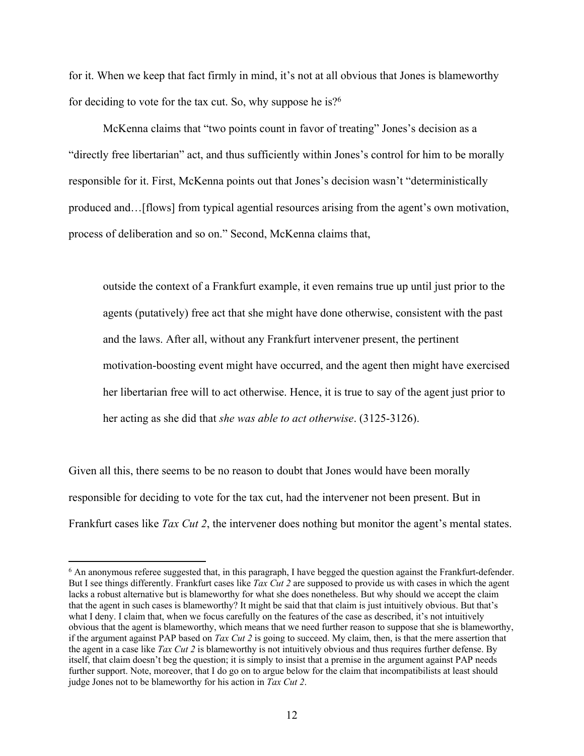for it. When we keep that fact firmly in mind, it's not at all obvious that Jones is blameworthy for deciding to vote for the tax cut. So, why suppose he is?[6]

McKenna claims that "two points count in favor of treating" Jones's decision as a "directly free libertarian" act, and thus sufficiently within Jones's control for him to be morally responsible for it. First, McKenna points out that Jones's decision wasn't "deterministically produced and…[flows] from typical agential resources arising from the agent's own motivation, process of deliberation and so on." Second, McKenna claims that,

> outside the context of a Frankfurt example, it even remains true up until just prior to the agents (putatively) free act that she might have done otherwise, consistent with the past and the laws. After all, without any Frankfurt intervener present, the pertinent motivation-boosting event might have occurred, and the agent then might have exercised her libertarian free will to act otherwise. Hence, it is true to say of the agent just prior to her acting as she did that *she was able to act otherwise*. (3125-3126).

Given all this, there seems to be no reason to doubt that Jones would have been morally responsible for deciding to vote for the tax cut, had the intervener not been present. But in Frankfurt cases like *Tax Cut 2*, the intervener does nothing but monitor the agent's mental states.

---

[6] An anonymous referee suggested that, in this paragraph, I have begged the question against the Frankfurt-defender. But I see things differently. Frankfurt cases like *Tax Cut 2* are supposed to provide us with cases in which the agent lacks a robust alternative but is blameworthy for what she does nonetheless. But why should we accept the claim that the agent in such cases is blameworthy? It might be said that that claim is just intuitively obvious. But that's what I deny. I claim that, when we focus carefully on the features of the case as described, it's not intuitively obvious that the agent is blameworthy, which means that we need further reason to suppose that she is blameworthy, if the argument against PAP based on *Tax Cut 2* is going to succeed. My claim, then, is that the mere assertion that the agent in a case like *Tax Cut 2* is blameworthy is not intuitively obvious and thus requires further defense. By itself, that claim doesn't beg the question; it is simply to insist that a premise in the argument against PAP needs further support. Note, moreover, that I do go on to argue below for the claim that incompatibilists at least should judge Jones not to be blameworthy for his action in *Tax Cut 2*.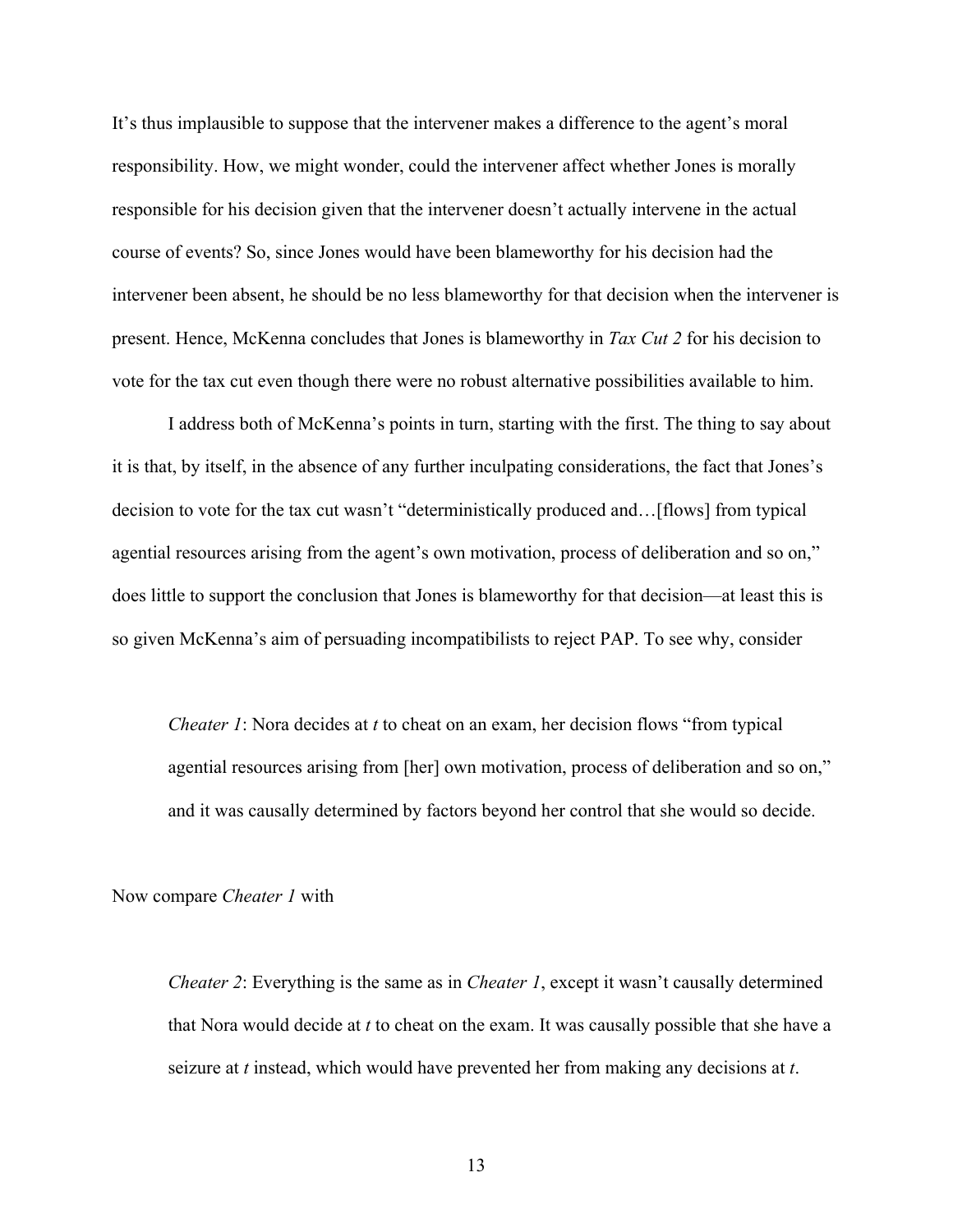It's thus implausible to suppose that the intervener makes a difference to the agent's moral responsibility. How, we might wonder, could the intervener affect whether Jones is morally responsible for his decision given that the intervener doesn't actually intervene in the actual course of events? So, since Jones would have been blameworthy for his decision had the intervener been absent, he should be no less blameworthy for that decision when the intervener is present. Hence, McKenna concludes that Jones is blameworthy in *Tax Cut 2* for his decision to vote for the tax cut even though there were no robust alternative possibilities available to him.

I address both of McKenna's points in turn, starting with the first. The thing to say about it is that, by itself, in the absence of any further inculpating considerations, the fact that Jones's decision to vote for the tax cut wasn't "deterministically produced and…[flows] from typical agential resources arising from the agent's own motivation, process of deliberation and so on," does little to support the conclusion that Jones is blameworthy for that decision—at least this is so given McKenna's aim of persuading incompatibilists to reject PAP. To see why, consider

> *Cheater 1*: Nora decides at *t* to cheat on an exam, her decision flows "from typical agential resources arising from [her] own motivation, process of deliberation and so on," and it was causally determined by factors beyond her control that she would so decide.

Now compare *Cheater 1* with

> *Cheater 2*: Everything is the same as in *Cheater 1*, except it wasn't causally determined that Nora would decide at *t* to cheat on the exam. It was causally possible that she have a seizure at *t* instead, which would have prevented her from making any decisions at *t*.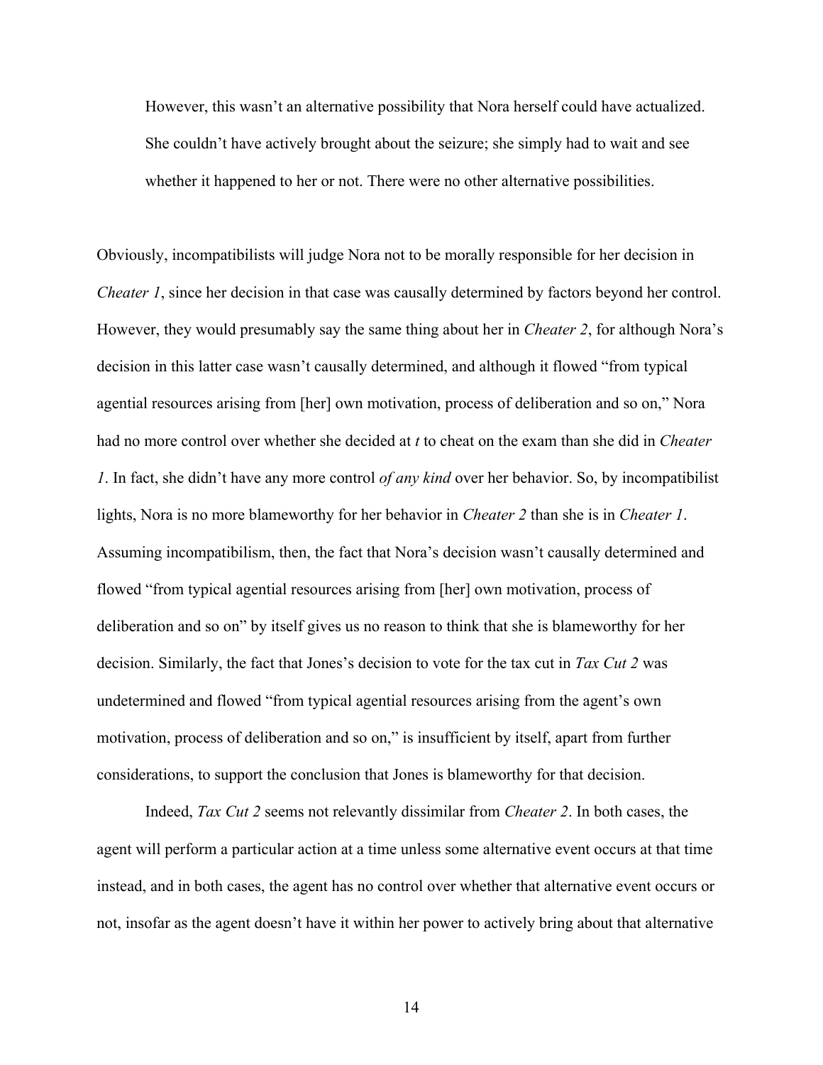> However, this wasn't an alternative possibility that Nora herself could have actualized. She couldn't have actively brought about the seizure; she simply had to wait and see whether it happened to her or not. There were no other alternative possibilities.

Obviously, incompatibilists will judge Nora not to be morally responsible for her decision in *Cheater 1*, since her decision in that case was causally determined by factors beyond her control. However, they would presumably say the same thing about her in *Cheater 2*, for although Nora's decision in this latter case wasn't causally determined, and although it flowed "from typical agential resources arising from [her] own motivation, process of deliberation and so on," Nora had no more control over whether she decided at *t* to cheat on the exam than she did in *Cheater 1*. In fact, she didn't have any more control *of any kind* over her behavior. So, by incompatibilist lights, Nora is no more blameworthy for her behavior in *Cheater 2* than she is in *Cheater 1*. Assuming incompatibilism, then, the fact that Nora's decision wasn't causally determined and flowed "from typical agential resources arising from [her] own motivation, process of deliberation and so on" by itself gives us no reason to think that she is blameworthy for her decision. Similarly, the fact that Jones's decision to vote for the tax cut in *Tax Cut 2* was undetermined and flowed "from typical agential resources arising from the agent's own motivation, process of deliberation and so on," is insufficient by itself, apart from further considerations, to support the conclusion that Jones is blameworthy for that decision.

Indeed, *Tax Cut 2* seems not relevantly dissimilar from *Cheater 2*. In both cases, the agent will perform a particular action at a time unless some alternative event occurs at that time instead, and in both cases, the agent has no control over whether that alternative event occurs or not, insofar as the agent doesn't have it within her power to actively bring about that alternative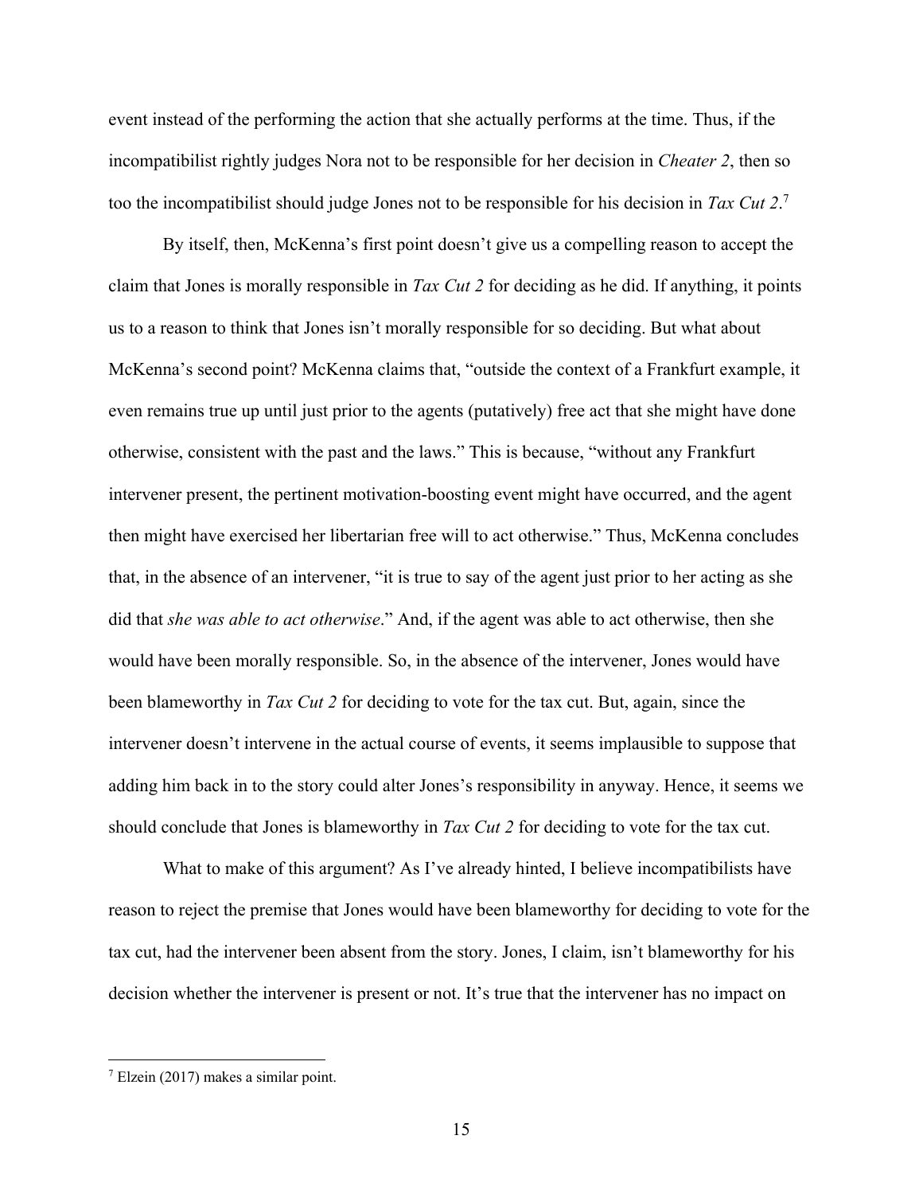event instead of the performing the action that she actually performs at the time. Thus, if the incompatibilist rightly judges Nora not to be responsible for her decision in *Cheater 2*, then so too the incompatibilist should judge Jones not to be responsible for his decision in *Tax Cut 2*.[7]

By itself, then, McKenna's first point doesn't give us a compelling reason to accept the claim that Jones is morally responsible in *Tax Cut 2* for deciding as he did. If anything, it points us to a reason to think that Jones isn't morally responsible for so deciding. But what about McKenna's second point? McKenna claims that, "outside the context of a Frankfurt example, it even remains true up until just prior to the agents (putatively) free act that she might have done otherwise, consistent with the past and the laws." This is because, "without any Frankfurt intervener present, the pertinent motivation-boosting event might have occurred, and the agent then might have exercised her libertarian free will to act otherwise." Thus, McKenna concludes that, in the absence of an intervener, "it is true to say of the agent just prior to her acting as she did that *she was able to act otherwise*." And, if the agent was able to act otherwise, then she would have been morally responsible. So, in the absence of the intervener, Jones would have been blameworthy in *Tax Cut 2* for deciding to vote for the tax cut. But, again, since the intervener doesn't intervene in the actual course of events, it seems implausible to suppose that adding him back in to the story could alter Jones's responsibility in anyway. Hence, it seems we should conclude that Jones is blameworthy in *Tax Cut 2* for deciding to vote for the tax cut.

What to make of this argument? As I've already hinted, I believe incompatibilists have reason to reject the premise that Jones would have been blameworthy for deciding to vote for the tax cut, had the intervener been absent from the story. Jones, I claim, isn't blameworthy for his decision whether the intervener is present or not. It's true that the intervener has no impact on

[7] Elzein (2017) makes a similar point.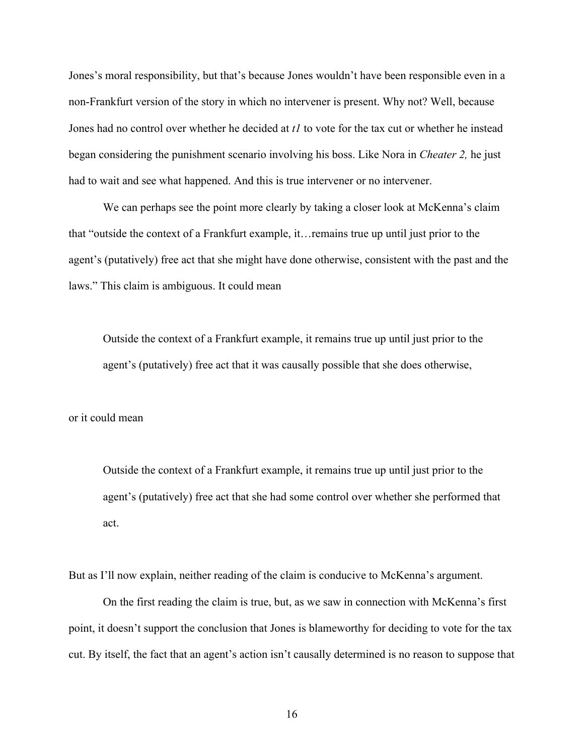Jones's moral responsibility, but that's because Jones wouldn't have been responsible even in a non-Frankfurt version of the story in which no intervener is present. Why not? Well, because Jones had no control over whether he decided at *t1* to vote for the tax cut or whether he instead began considering the punishment scenario involving his boss. Like Nora in *Cheater 2,* he just had to wait and see what happened. And this is true intervener or no intervener.

We can perhaps see the point more clearly by taking a closer look at McKenna's claim that "outside the context of a Frankfurt example, it…remains true up until just prior to the agent's (putatively) free act that she might have done otherwise, consistent with the past and the laws." This claim is ambiguous. It could mean

> Outside the context of a Frankfurt example, it remains true up until just prior to the agent's (putatively) free act that it was causally possible that she does otherwise,

or it could mean

> Outside the context of a Frankfurt example, it remains true up until just prior to the agent's (putatively) free act that she had some control over whether she performed that act.

But as I'll now explain, neither reading of the claim is conducive to McKenna's argument.

On the first reading the claim is true, but, as we saw in connection with McKenna's first point, it doesn't support the conclusion that Jones is blameworthy for deciding to vote for the tax cut. By itself, the fact that an agent's action isn't causally determined is no reason to suppose that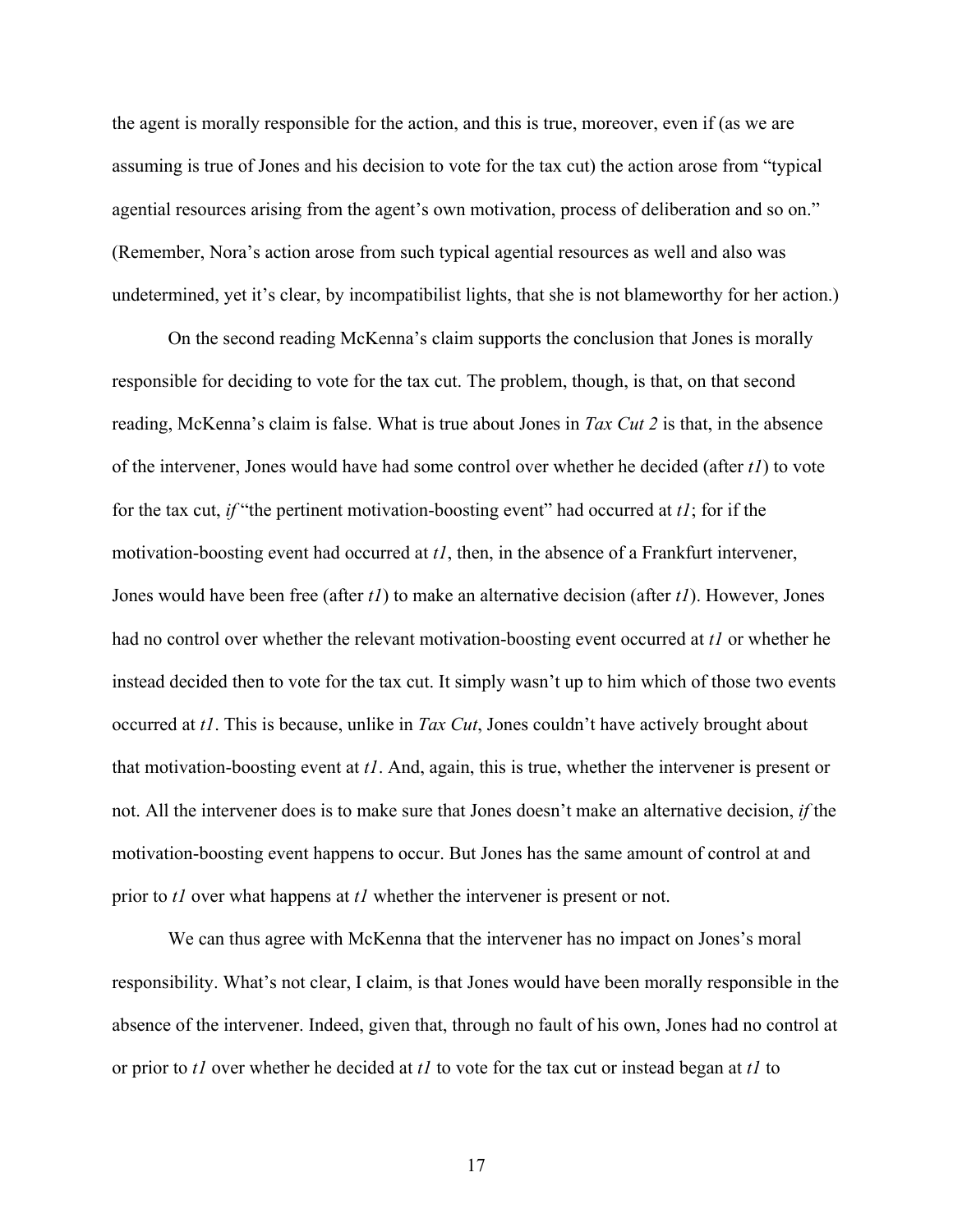the agent is morally responsible for the action, and this is true, moreover, even if (as we are assuming is true of Jones and his decision to vote for the tax cut) the action arose from "typical agential resources arising from the agent's own motivation, process of deliberation and so on." (Remember, Nora's action arose from such typical agential resources as well and also was undetermined, yet it's clear, by incompatibilist lights, that she is not blameworthy for her action.)

On the second reading McKenna's claim supports the conclusion that Jones is morally responsible for deciding to vote for the tax cut. The problem, though, is that, on that second reading, McKenna's claim is false. What is true about Jones in *Tax Cut 2* is that, in the absence of the intervener, Jones would have had some control over whether he decided (after *t1*) to vote for the tax cut, *if* "the pertinent motivation-boosting event" had occurred at *t1*; for if the motivation-boosting event had occurred at *t1*, then, in the absence of a Frankfurt intervener, Jones would have been free (after *t1*) to make an alternative decision (after *t1*). However, Jones had no control over whether the relevant motivation-boosting event occurred at *t1* or whether he instead decided then to vote for the tax cut. It simply wasn't up to him which of those two events occurred at *t1*. This is because, unlike in *Tax Cut*, Jones couldn't have actively brought about that motivation-boosting event at *t1*. And, again, this is true, whether the intervener is present or not. All the intervener does is to make sure that Jones doesn't make an alternative decision, *if* the motivation-boosting event happens to occur. But Jones has the same amount of control at and prior to *t1* over what happens at *t1* whether the intervener is present or not.

We can thus agree with McKenna that the intervener has no impact on Jones's moral responsibility. What's not clear, I claim, is that Jones would have been morally responsible in the absence of the intervener. Indeed, given that, through no fault of his own, Jones had no control at or prior to *t1* over whether he decided at *t1* to vote for the tax cut or instead began at *t1* to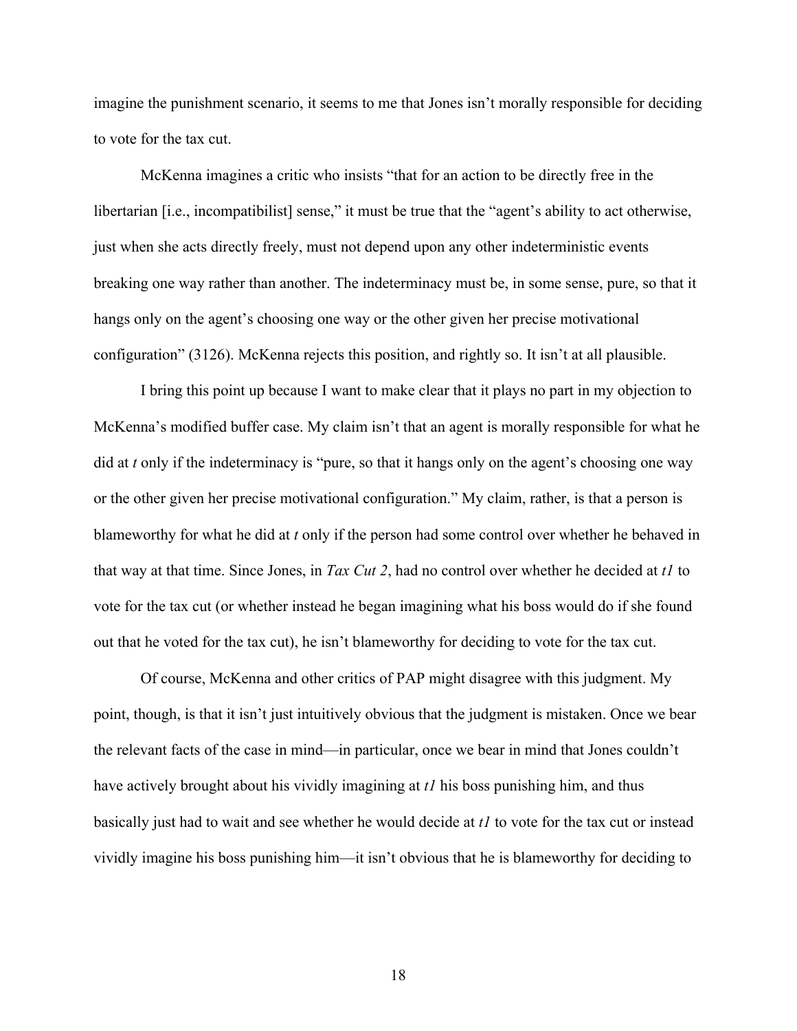imagine the punishment scenario, it seems to me that Jones isn't morally responsible for deciding to vote for the tax cut.

McKenna imagines a critic who insists "that for an action to be directly free in the libertarian [i.e., incompatibilist] sense," it must be true that the "agent's ability to act otherwise, just when she acts directly freely, must not depend upon any other indeterministic events breaking one way rather than another. The indeterminacy must be, in some sense, pure, so that it hangs only on the agent's choosing one way or the other given her precise motivational configuration" (3126). McKenna rejects this position, and rightly so. It isn't at all plausible.

I bring this point up because I want to make clear that it plays no part in my objection to McKenna's modified buffer case. My claim isn't that an agent is morally responsible for what he did at *t* only if the indeterminacy is "pure, so that it hangs only on the agent's choosing one way or the other given her precise motivational configuration." My claim, rather, is that a person is blameworthy for what he did at *t* only if the person had some control over whether he behaved in that way at that time. Since Jones, in *Tax Cut 2*, had no control over whether he decided at *t1* to vote for the tax cut (or whether instead he began imagining what his boss would do if she found out that he voted for the tax cut), he isn't blameworthy for deciding to vote for the tax cut.

Of course, McKenna and other critics of PAP might disagree with this judgment. My point, though, is that it isn't just intuitively obvious that the judgment is mistaken. Once we bear the relevant facts of the case in mind—in particular, once we bear in mind that Jones couldn't have actively brought about his vividly imagining at *t1* his boss punishing him, and thus basically just had to wait and see whether he would decide at *t1* to vote for the tax cut or instead vividly imagine his boss punishing him—it isn't obvious that he is blameworthy for deciding to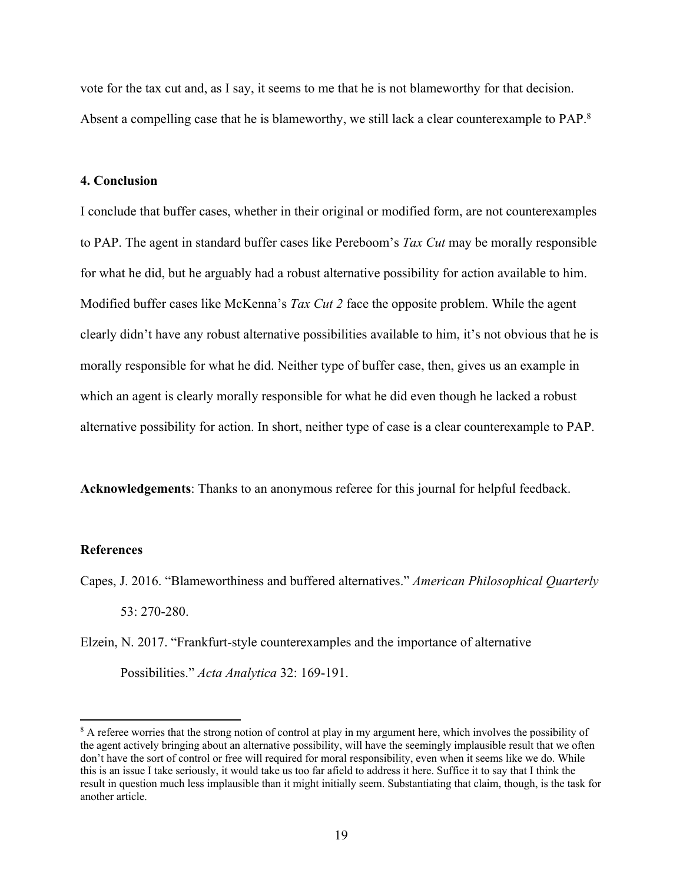vote for the tax cut and, as I say, it seems to me that he is not blameworthy for that decision. Absent a compelling case that he is blameworthy, we still lack a clear counterexample to PAP.[8]

## 4. Conclusion

I conclude that buffer cases, whether in their original or modified form, are not counterexamples to PAP. The agent in standard buffer cases like Pereboom's *Tax Cut* may be morally responsible for what he did, but he arguably had a robust alternative possibility for action available to him. Modified buffer cases like McKenna's *Tax Cut 2* face the opposite problem. While the agent clearly didn't have any robust alternative possibilities available to him, it's not obvious that he is morally responsible for what he did. Neither type of buffer case, then, gives us an example in which an agent is clearly morally responsible for what he did even though he lacked a robust alternative possibility for action. In short, neither type of case is a clear counterexample to PAP.

**Acknowledgements**: Thanks to an anonymous referee for this journal for helpful feedback.

## References

Capes, J. 2016. "Blameworthiness and buffered alternatives." *American Philosophical Quarterly* 53: 270-280.

Elzein, N. 2017. "Frankfurt-style counterexamples and the importance of alternative Possibilities." *Acta Analytica* 32: 169-191.

---

[8] A referee worries that the strong notion of control at play in my argument here, which involves the possibility of the agent actively bringing about an alternative possibility, will have the seemingly implausible result that we often don't have the sort of control or free will required for moral responsibility, even when it seems like we do. While this is an issue I take seriously, it would take us too far afield to address it here. Suffice it to say that I think the result in question much less implausible than it might initially seem. Substantiating that claim, though, is the task for another article.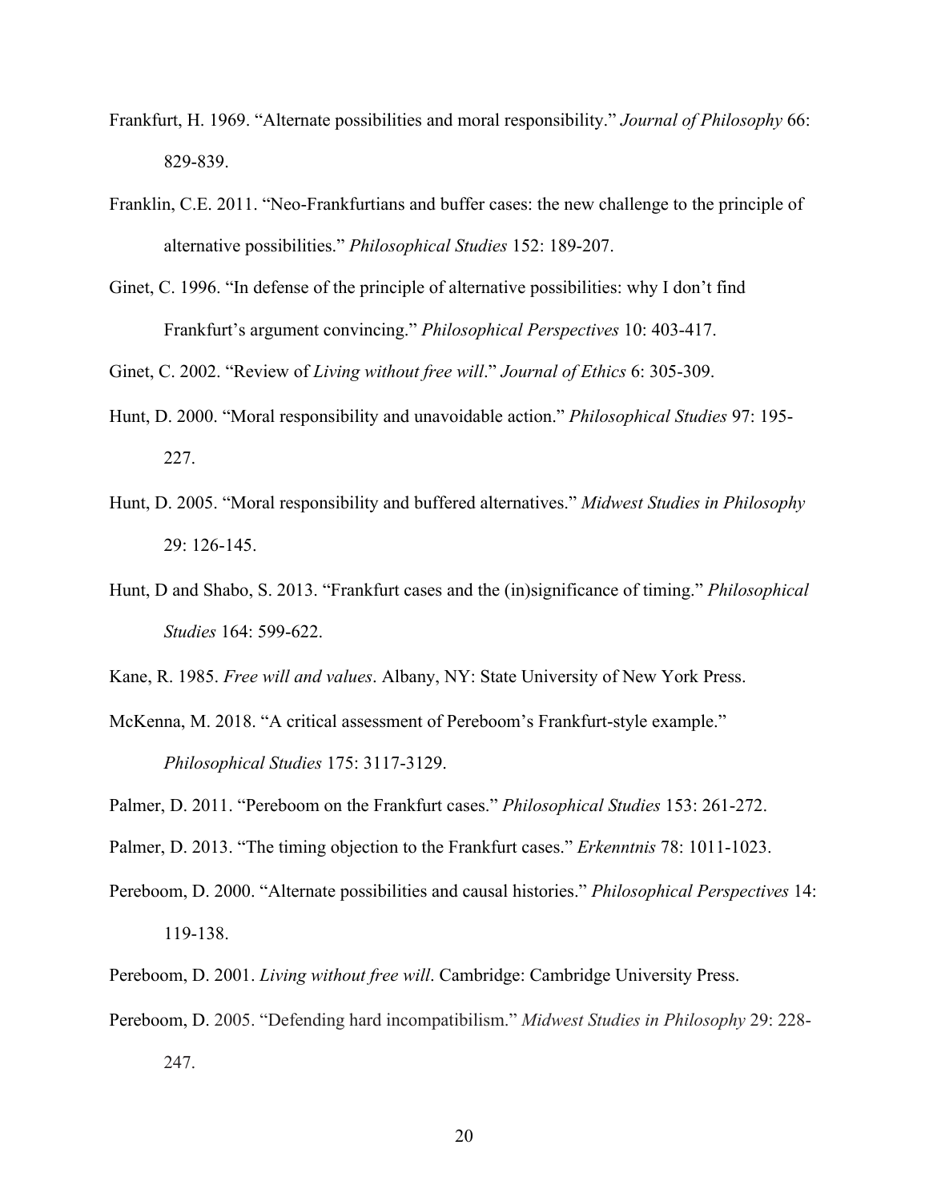Frankfurt, H. 1969. "Alternate possibilities and moral responsibility." *Journal of Philosophy* 66: 829-839.

Franklin, C.E. 2011. "Neo-Frankfurtians and buffer cases: the new challenge to the principle of alternative possibilities." *Philosophical Studies* 152: 189-207.

Ginet, C. 1996. "In defense of the principle of alternative possibilities: why I don't find Frankfurt's argument convincing." *Philosophical Perspectives* 10: 403-417.

Ginet, C. 2002. "Review of *Living without free will*." *Journal of Ethics* 6: 305-309.

Hunt, D. 2000. "Moral responsibility and unavoidable action." *Philosophical Studies* 97: 195-227.

Hunt, D. 2005. "Moral responsibility and buffered alternatives." *Midwest Studies in Philosophy* 29: 126-145.

Hunt, D and Shabo, S. 2013. "Frankfurt cases and the (in)significance of timing." *Philosophical Studies* 164: 599-622.

Kane, R. 1985. *Free will and values*. Albany, NY: State University of New York Press.

McKenna, M. 2018. "A critical assessment of Pereboom's Frankfurt-style example." *Philosophical Studies* 175: 3117-3129.

Palmer, D. 2011. "Pereboom on the Frankfurt cases." *Philosophical Studies* 153: 261-272.

Palmer, D. 2013. "The timing objection to the Frankfurt cases." *Erkenntnis* 78: 1011-1023.

Pereboom, D. 2000. "Alternate possibilities and causal histories." *Philosophical Perspectives* 14: 119-138.

Pereboom, D. 2001. *Living without free will*. Cambridge: Cambridge University Press.

Pereboom, D. 2005. "Defending hard incompatibilism." *Midwest Studies in Philosophy* 29: 228-247.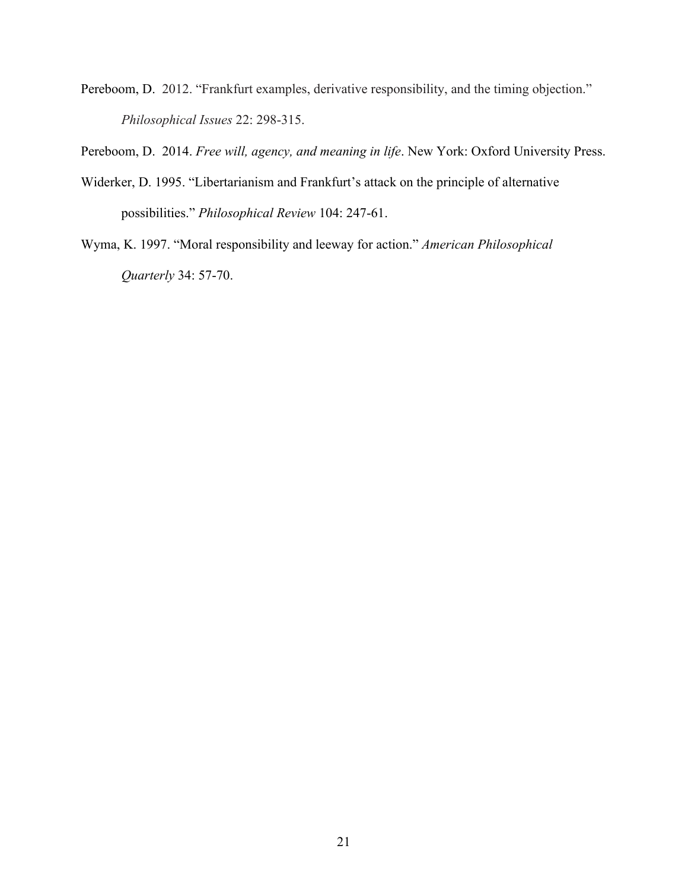Pereboom, D. 2012. "Frankfurt examples, derivative responsibility, and the timing objection." *Philosophical Issues* 22: 298-315.

Pereboom, D. 2014. *Free will, agency, and meaning in life*. New York: Oxford University Press.

Widerker, D. 1995. "Libertarianism and Frankfurt's attack on the principle of alternative possibilities." *Philosophical Review* 104: 247-61.

Wyma, K. 1997. "Moral responsibility and leeway for action." *American Philosophical Quarterly* 34: 57-70.